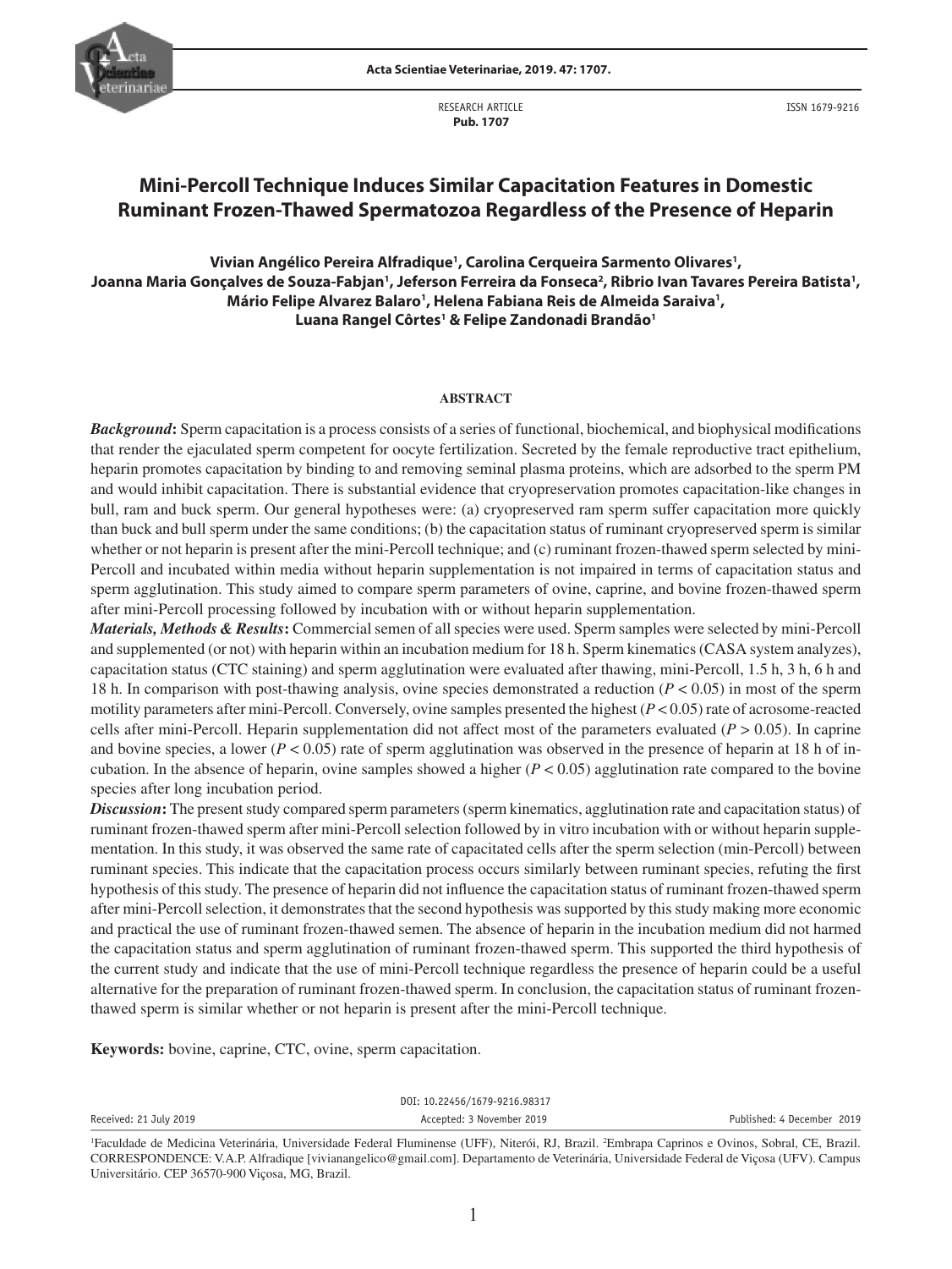RESEARCH ARTICLE
**Pub. 1707**

ISSN 1679-9216

# Mini-Percoll Technique Induces Similar Capacitation Features in Domestic Ruminant Frozen-Thawed Spermatozoa Regardless of the Presence of Heparin

**Vivian Angélico Pereira Alfradique[1], Carolina Cerqueira Sarmento Olivares[1], Joanna Maria Gonçalves de Souza-Fabjan[1], Jeferson Ferreira da Fonseca[2], Ribrio Ivan Tavares Pereira Batista[1], Mário Felipe Alvarez Balaro[1], Helena Fabiana Reis de Almeida Saraiva[1], Luana Rangel Côrtes[1] & Felipe Zandonadi Brandão[1]**

## ABSTRACT

***Background*:** Sperm capacitation is a process consists of a series of functional, biochemical, and biophysical modifications that render the ejaculated sperm competent for oocyte fertilization. Secreted by the female reproductive tract epithelium, heparin promotes capacitation by binding to and removing seminal plasma proteins, which are adsorbed to the sperm PM and would inhibit capacitation. There is substantial evidence that cryopreservation promotes capacitation-like changes in bull, ram and buck sperm. Our general hypotheses were: (a) cryopreserved ram sperm suffer capacitation more quickly than buck and bull sperm under the same conditions; (b) the capacitation status of ruminant cryopreserved sperm is similar whether or not heparin is present after the mini-Percoll technique; and (c) ruminant frozen-thawed sperm selected by mini-Percoll and incubated within media without heparin supplementation is not impaired in terms of capacitation status and sperm agglutination. This study aimed to compare sperm parameters of ovine, caprine, and bovine frozen-thawed sperm after mini-Percoll processing followed by incubation with or without heparin supplementation.

***Materials, Methods & Results*:** Commercial semen of all species were used. Sperm samples were selected by mini-Percoll and supplemented (or not) with heparin within an incubation medium for 18 h. Sperm kinematics (CASA system analyzes), capacitation status (CTC staining) and sperm agglutination were evaluated after thawing, mini-Percoll, 1.5 h, 3 h, 6 h and 18 h. In comparison with post-thawing analysis, ovine species demonstrated a reduction ($P < 0.05$) in most of the sperm motility parameters after mini-Percoll. Conversely, ovine samples presented the highest ($P < 0.05$) rate of acrosome-reacted cells after mini-Percoll. Heparin supplementation did not affect most of the parameters evaluated ($P > 0.05$). In caprine and bovine species, a lower ($P < 0.05$) rate of sperm agglutination was observed in the presence of heparin at 18 h of incubation. In the absence of heparin, ovine samples showed a higher ($P < 0.05$) agglutination rate compared to the bovine species after long incubation period.

***Discussion*:** The present study compared sperm parameters (sperm kinematics, agglutination rate and capacitation status) of ruminant frozen-thawed sperm after mini-Percoll selection followed by in vitro incubation with or without heparin supplementation. In this study, it was observed the same rate of capacitated cells after the sperm selection (min-Percoll) between ruminant species. This indicate that the capacitation process occurs similarly between ruminant species, refuting the first hypothesis of this study. The presence of heparin did not influence the capacitation status of ruminant frozen-thawed sperm after mini-Percoll selection, it demonstrates that the second hypothesis was supported by this study making more economic and practical the use of ruminant frozen-thawed semen. The absence of heparin in the incubation medium did not harmed the capacitation status and sperm agglutination of ruminant frozen-thawed sperm. This supported the third hypothesis of the current study and indicate that the use of mini-Percoll technique regardless the presence of heparin could be a useful alternative for the preparation of ruminant frozen-thawed sperm. In conclusion, the capacitation status of ruminant frozen-thawed sperm is similar whether or not heparin is present after the mini-Percoll technique.

**Keywords:** bovine, caprine, CTC, ovine, sperm capacitation.

DOI: 10.22456/1679-9216.98317

Received: 21 July 2019 | Accepted: 3 November 2019 | Published: 4 December 2019

[1]Faculdade de Medicina Veterinária, Universidade Federal Fluminense (UFF), Niterói, RJ, Brazil. [2]Embrapa Caprinos e Ovinos, Sobral, CE, Brazil. CORRESPONDENCE: V.A.P. Alfradique [vivianangelico@gmail.com]. Departamento de Veterinária, Universidade Federal de Viçosa (UFV). Campus Universitário. CEP 36570-900 Viçosa, MG, Brazil.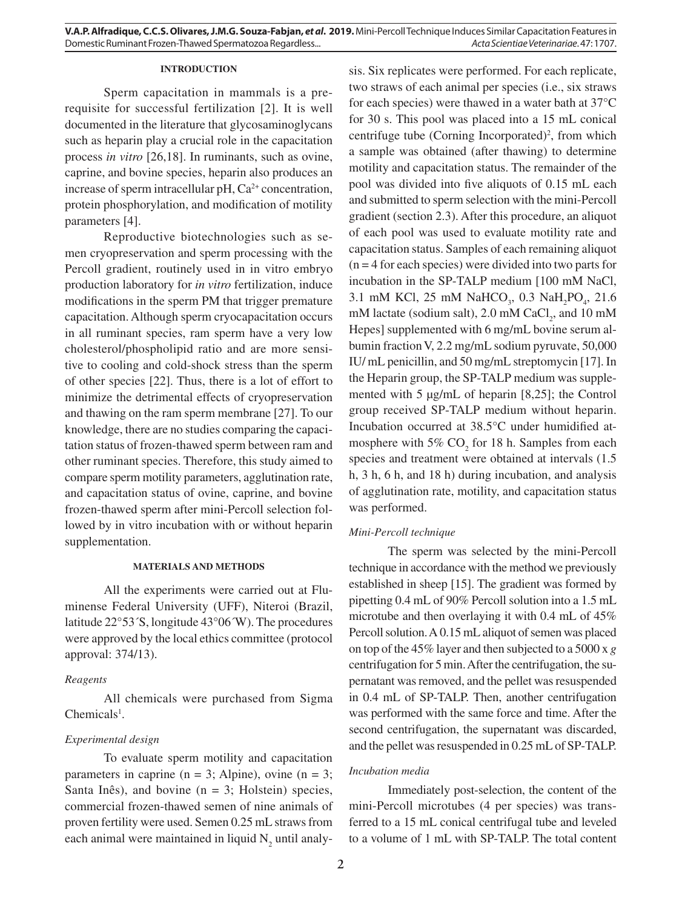## INTRODUCTION

Sperm capacitation in mammals is a prerequisite for successful fertilization [2]. It is well documented in the literature that glycosaminoglycans such as heparin play a crucial role in the capacitation process *in vitro* [26,18]. In ruminants, such as ovine, caprine, and bovine species, heparin also produces an increase of sperm intracellular pH, $Ca^{2+}$ concentration, protein phosphorylation, and modification of motility parameters [4].

Reproductive biotechnologies such as semen cryopreservation and sperm processing with the Percoll gradient, routinely used in in vitro embryo production laboratory for *in vitro* fertilization, induce modifications in the sperm PM that trigger premature capacitation. Although sperm cryocapacitation occurs in all ruminant species, ram sperm have a very low cholesterol/phospholipid ratio and are more sensitive to cooling and cold-shock stress than the sperm of other species [22]. Thus, there is a lot of effort to minimize the detrimental effects of cryopreservation and thawing on the ram sperm membrane [27]. To our knowledge, there are no studies comparing the capacitation status of frozen-thawed sperm between ram and other ruminant species. Therefore, this study aimed to compare sperm motility parameters, agglutination rate, and capacitation status of ovine, caprine, and bovine frozen-thawed sperm after mini-Percoll selection followed by in vitro incubation with or without heparin supplementation.

## MATERIALS AND METHODS

All the experiments were carried out at Fluminense Federal University (UFF), Niteroi (Brazil, latitude 22°53´S, longitude 43°06´W). The procedures were approved by the local ethics committee (protocol approval: 374/13).

### *Reagents*

All chemicals were purchased from Sigma Chemicals[1].

### *Experimental design*

To evaluate sperm motility and capacitation parameters in caprine (n = 3; Alpine), ovine (n = 3; Santa Inês), and bovine (n = 3; Holstein) species, commercial frozen-thawed semen of nine animals of proven fertility were used. Semen 0.25 mL straws from each animal were maintained in liquid $N_2$ until analysis. Six replicates were performed. For each replicate, two straws of each animal per species (i.e., six straws for each species) were thawed in a water bath at 37°C for 30 s. This pool was placed into a 15 mL conical centrifuge tube (Corning Incorporated)[2], from which a sample was obtained (after thawing) to determine motility and capacitation status. The remainder of the pool was divided into five aliquots of 0.15 mL each and submitted to sperm selection with the mini-Percoll gradient (section 2.3). After this procedure, an aliquot of each pool was used to evaluate motility rate and capacitation status. Samples of each remaining aliquot (n = 4 for each species) were divided into two parts for incubation in the SP-TALP medium [100 mM NaCl, 3.1 mM KCl, 25 mM $NaHCO_3$, 0.3 $NaH_2PO_4$, 21.6 mM lactate (sodium salt), 2.0 mM $CaCl_2$, and 10 mM Hepes] supplemented with 6 mg/mL bovine serum albumin fraction V, 2.2 mg/mL sodium pyruvate, 50,000 IU/ mL penicillin, and 50 mg/mL streptomycin [17]. In the Heparin group, the SP-TALP medium was supplemented with 5 µg/mL of heparin [8,25]; the Control group received SP-TALP medium without heparin. Incubation occurred at 38.5°C under humidified atmosphere with 5% $CO_2$ for 18 h. Samples from each species and treatment were obtained at intervals (1.5 h, 3 h, 6 h, and 18 h) during incubation, and analysis of agglutination rate, motility, and capacitation status was performed.

### *Mini-Percoll technique*

The sperm was selected by the mini-Percoll technique in accordance with the method we previously established in sheep [15]. The gradient was formed by pipetting 0.4 mL of 90% Percoll solution into a 1.5 mL microtube and then overlaying it with 0.4 mL of 45% Percoll solution. A 0.15 mL aliquot of semen was placed on top of the 45% layer and then subjected to a 5000 x *g* centrifugation for 5 min. After the centrifugation, the supernatant was removed, and the pellet was resuspended in 0.4 mL of SP-TALP. Then, another centrifugation was performed with the same force and time. After the second centrifugation, the supernatant was discarded, and the pellet was resuspended in 0.25 mL of SP-TALP.

### *Incubation media*

Immediately post-selection, the content of the mini-Percoll microtubes (4 per species) was transferred to a 15 mL conical centrifugal tube and leveled to a volume of 1 mL with SP-TALP. The total content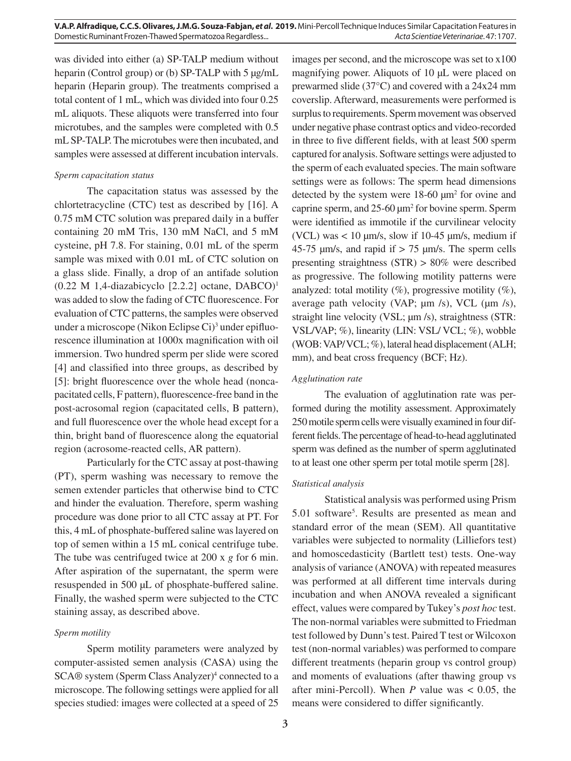was divided into either (a) SP-TALP medium without heparin (Control group) or (b) SP-TALP with 5 µg/mL heparin (Heparin group). The treatments comprised a total content of 1 mL, which was divided into four 0.25 mL aliquots. These aliquots were transferred into four microtubes, and the samples were completed with 0.5 mL SP-TALP. The microtubes were then incubated, and samples were assessed at different incubation intervals.

*Sperm capacitation status*

The capacitation status was assessed by the chlortetracycline (CTC) test as described by [16]. A 0.75 mM CTC solution was prepared daily in a buffer containing 20 mM Tris, 130 mM NaCl, and 5 mM cysteine, pH 7.8. For staining, 0.01 mL of the sperm sample was mixed with 0.01 mL of CTC solution on a glass slide. Finally, a drop of an antifade solution (0.22 M 1,4-diazabicyclo [2.2.2] octane, DABCO)[1] was added to slow the fading of CTC fluorescence. For evaluation of CTC patterns, the samples were observed under a microscope (Nikon Eclipse Ci)[3] under epifluorescence illumination at 1000x magnification with oil immersion. Two hundred sperm per slide were scored [4] and classified into three groups, as described by [5]: bright fluorescence over the whole head (noncapacitated cells, F pattern), fluorescence-free band in the post-acrosomal region (capacitated cells, B pattern), and full fluorescence over the whole head except for a thin, bright band of fluorescence along the equatorial region (acrosome-reacted cells, AR pattern).

Particularly for the CTC assay at post-thawing (PT), sperm washing was necessary to remove the semen extender particles that otherwise bind to CTC and hinder the evaluation. Therefore, sperm washing procedure was done prior to all CTC assay at PT. For this, 4 mL of phosphate-buffered saline was layered on top of semen within a 15 mL conical centrifuge tube. The tube was centrifuged twice at 200 x *g* for 6 min. After aspiration of the supernatant, the sperm were resuspended in 500 µL of phosphate-buffered saline. Finally, the washed sperm were subjected to the CTC staining assay, as described above.

*Sperm motility*

Sperm motility parameters were analyzed by computer-assisted semen analysis (CASA) using the SCA® system (Sperm Class Analyzer)[4] connected to a microscope. The following settings were applied for all species studied: images were collected at a speed of 25 images per second, and the microscope was set to x100 magnifying power. Aliquots of 10 µL were placed on prewarmed slide (37°C) and covered with a 24x24 mm coverslip. Afterward, measurements were performed is surplus to requirements. Sperm movement was observed under negative phase contrast optics and video-recorded in three to five different fields, with at least 500 sperm captured for analysis. Software settings were adjusted to the sperm of each evaluated species. The main software settings were as follows: The sperm head dimensions detected by the system were 18-60 µm$^2$ for ovine and caprine sperm, and 25-60 µm$^2$ for bovine sperm. Sperm were identified as immotile if the curvilinear velocity (VCL) was < 10 µm/s, slow if 10-45 µm/s, medium if 45-75 µm/s, and rapid if > 75 µm/s. The sperm cells presenting straightness (STR) > 80% were described as progressive. The following motility patterns were analyzed: total motility (%), progressive motility (%), average path velocity (VAP; µm /s), VCL (µm /s), straight line velocity (VSL; µm /s), straightness (STR: VSL/VAP; %), linearity (LIN: VSL/ VCL; %), wobble (WOB: VAP/ VCL; %), lateral head displacement (ALH; mm), and beat cross frequency (BCF; Hz).

*Agglutination rate*

The evaluation of agglutination rate was performed during the motility assessment. Approximately 250 motile sperm cells were visually examined in four different fields. The percentage of head-to-head agglutinated sperm was defined as the number of sperm agglutinated to at least one other sperm per total motile sperm [28].

*Statistical analysis*

Statistical analysis was performed using Prism 5.01 software[5]. Results are presented as mean and standard error of the mean (SEM). All quantitative variables were subjected to normality (Lilliefors test) and homoscedasticity (Bartlett test) tests. One-way analysis of variance (ANOVA) with repeated measures was performed at all different time intervals during incubation and when ANOVA revealed a significant effect, values were compared by Tukey's *post hoc* test. The non-normal variables were submitted to Friedman test followed by Dunn's test. Paired T test or Wilcoxon test (non-normal variables) was performed to compare different treatments (heparin group vs control group) and moments of evaluations (after thawing group vs after mini-Percoll). When $P$ value was $< 0.05$, the means were considered to differ significantly.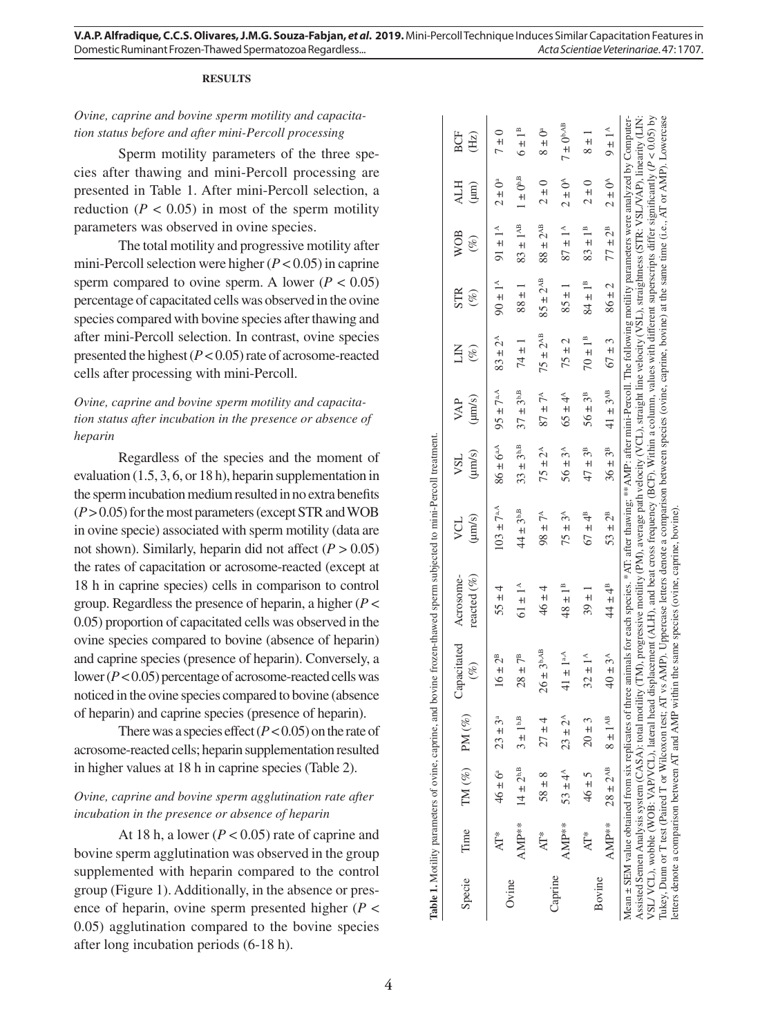**RESULTS**

*Ovine, caprine and bovine sperm motility and capacitation status before and after mini-Percoll processing*

Sperm motility parameters of the three species after thawing and mini-Percoll processing are presented in Table 1. After mini-Percoll selection, a reduction ($P < 0.05$) in most of the sperm motility parameters was observed in ovine species.

The total motility and progressive motility after mini-Percoll selection were higher ($P < 0.05$) in caprine sperm compared to ovine sperm. A lower ($P < 0.05$) percentage of capacitated cells was observed in the ovine species compared with bovine species after thawing and after mini-Percoll selection. In contrast, ovine species presented the highest ($P < 0.05$) rate of acrosome-reacted cells after processing with mini-Percoll.

*Ovine, caprine and bovine sperm motility and capacitation status after incubation in the presence or absence of heparin*

Regardless of the species and the moment of evaluation (1.5, 3, 6, or 18 h), heparin supplementation in the sperm incubation medium resulted in no extra benefits ($P > 0.05$) for the most parameters (except STR and WOB in ovine specie) associated with sperm motility (data are not shown). Similarly, heparin did not affect ($P > 0.05$) the rates of capacitation or acrosome-reacted (except at 18 h in caprine species) cells in comparison to control group. Regardless the presence of heparin, a higher ($P < 0.05$) proportion of capacitated cells was observed in the ovine species compared to bovine (absence of heparin) and caprine species (presence of heparin). Conversely, a lower ($P < 0.05$) percentage of acrosome-reacted cells was noticed in the ovine species compared to bovine (absence of heparin) and caprine species (presence of heparin).

There was a species effect ($P < 0.05$) on the rate of acrosome-reacted cells; heparin supplementation resulted in higher values at 18 h in caprine species (Table 2).

*Ovine, caprine and bovine sperm agglutination rate after incubation in the presence or absence of heparin*

At 18 h, a lower ($P < 0.05$) rate of caprine and bovine sperm agglutination was observed in the group supplemented with heparin compared to the control group (Figure 1). Additionally, in the absence or presence of heparin, ovine sperm presented higher ($P < 0.05$) agglutination compared to the bovine species after long incubation periods (6-18 h).

**Table 1.** Motility parameters of ovine, caprine, and bovine frozen-thawed sperm subjected to mini-Percoll treatment.

| Specie | Time | TM (%) | PM (%) | Capacitated (%) | Acrosome-reacted (%) | VCL (µm/s) | VSL (µm/s) | VAP (µm/s) | LIN (%) | STR (%) | WOB (%) | ALH (µm) | BCF (Hz) |
|---|---|---|---|---|---|---|---|---|---|---|---|---|---|
| Ovine | AT* | 46 ± 6[a] | 23 ± 3[a] | 16 ± 2[B] | 55 ± 4 | 103 ± 7[a,A] | 86 ± 6[a,A] | 95 ± 7[a,A] | 83 ± 2[A] | 90 ± 1[A] | 91 ± 1[A] | 2 ± 0[a] | 7 ± 0 |
| | AMP** | 14 ± 2[b,B] | 3 ± 1[b,B] | 28 ± 7[B] | 61 ± 1[A] | 44 ± 3[b,B] | 33 ± 3[b,B] | 37 ± 3[b,B] | 74 ± 1 | 88 ± 1 | 83 ± 1[AB] | 1 ± 0[b,B] | 6 ± 1[B] |
| Caprine | AT* | 58 ± 8 | 27 ± 4 | 26 ± 3[b,AB] | 46 ± 4 | 98 ± 7[A] | 75 ± 2[A] | 87 ± 7[A] | 75 ± 2[AB] | 85 ± 2[AB] | 88 ± 2[AB] | 2 ± 0 | 8 ± 0[a] |
| | AMP** | 53 ± 4[A] | 23 ± 2[A] | 41 ± 1[a,A] | 48 ± 1[B] | 75 ± 3[A] | 56 ± 3[A] | 65 ± 4[A] | 75 ± 2 | 85 ± 1 | 87 ± 1[A] | 2 ± 0[A] | 7 ± 0[b,AB] |
| Bovine | AT* | 46 ± 5 | 20 ± 3 | 32 ± 1[A] | 39 ± 1 | 67 ± 4[B] | 47 ± 3[B] | 56 ± 3[B] | 70 ± 1[B] | 84 ± 1[B] | 83 ± 1[B] | 2 ± 0 | 8 ± 1 |
| | AMP** | 28 ± 2[AB] | 8 ± 1[AB] | 40 ± 3[A] | 44 ± 4[B] | 53 ± 2[B] | 36 ± 3[B] | 41 ± 3[AB] | 67 ± 3 | 86 ± 2 | 77 ± 2[B] | 2 ± 0[A] | 9 ± 1[A] |

Mean ± SEM value obtained from six replicates of three animals for each species. *AT: after thawing; **AMP: after mini-Percoll. The following motility parameters were analyzed by Computer-Assisted Semen Analysis system (CASA): total motility (TM), progressive motility (PM), average path velocity (VCL), straight line velocity (VSL), straightness (STR: VSL/VAP), linearity (LIN: VSL/ VCL), wobble (WOB: VAP/VCL), lateral head displacement (ALH), and beat cross frequency (BCF). Within a column, values with different superscripts differ significantly ($P < 0.05$) by Tukey, Dunn or T test (Paired T or Wilcoxon test; AT vs AMP). Uppercase letters denote a comparison between species (ovine, caprine, bovine) at the same time (i.e., AT or AMP). Lowercase letters denote a comparison between AT and AMP within the same species (ovine, caprine, bovine).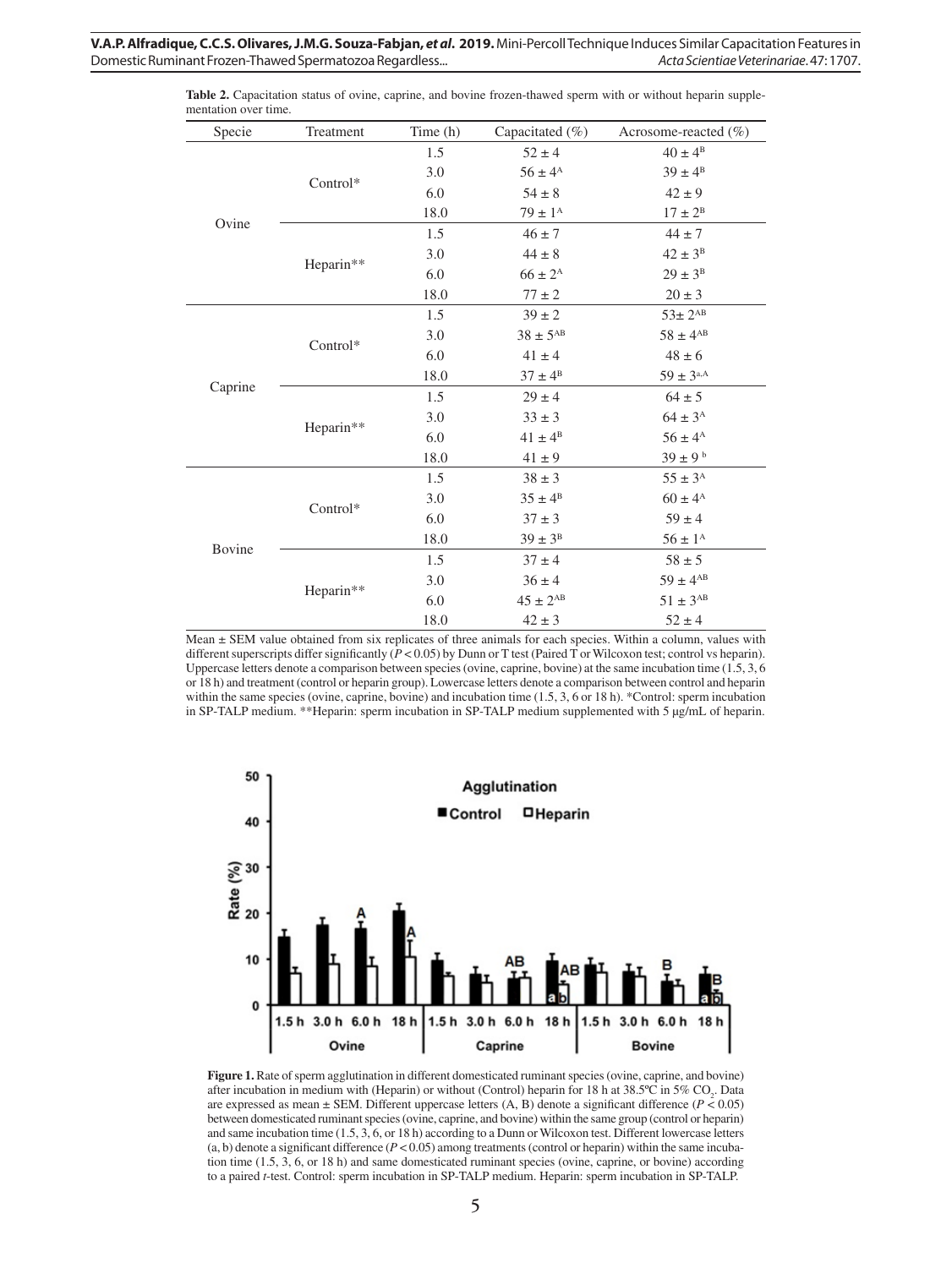**Table 2.** Capacitation status of ovine, caprine, and bovine frozen-thawed sperm with or without heparin supplementation over time.

| Specie | Treatment | Time (h) | Capacitated (%) | Acrosome-reacted (%) |
|---|---|---|---|---|
| Ovine | Control* | 1.5 | 52 ± 4 | 40 ± 4$^{B}$ |
| | | 3.0 | 56 ± 4$^{A}$ | 39 ± 4$^{B}$ |
| | | 6.0 | 54 ± 8 | 42 ± 9 |
| | | 18.0 | 79 ± 1$^{A}$ | 17 ± 2$^{B}$ |
| | Heparin** | 1.5 | 46 ± 7 | 44 ± 7 |
| | | 3.0 | 44 ± 8 | 42 ± 3$^{B}$ |
| | | 6.0 | 66 ± 2$^{A}$ | 29 ± 3$^{B}$ |
| | | 18.0 | 77 ± 2 | 20 ± 3 |
| Caprine | Control* | 1.5 | 39 ± 2 | 53± 2$^{AB}$ |
| | | 3.0 | 38 ± 5$^{AB}$ | 58 ± 4$^{AB}$ |
| | | 6.0 | 41 ± 4 | 48 ± 6 |
| | | 18.0 | 37 ± 4$^{B}$ | 59 ± 3$^{a,A}$ |
| | Heparin** | 1.5 | 29 ± 4 | 64 ± 5 |
| | | 3.0 | 33 ± 3 | 64 ± 3$^{A}$ |
| | | 6.0 | 41 ± 4$^{B}$ | 56 ± 4$^{A}$ |
| | | 18.0 | 41 ± 9 | 39 ± 9$^{b}$ |
| Bovine | Control* | 1.5 | 38 ± 3 | 55 ± 3$^{A}$ |
| | | 3.0 | 35 ± 4$^{B}$ | 60 ± 4$^{A}$ |
| | | 6.0 | 37 ± 3 | 59 ± 4 |
| | | 18.0 | 39 ± 3$^{B}$ | 56 ± 1$^{A}$ |
| | Heparin** | 1.5 | 37 ± 4 | 58 ± 5 |
| | | 3.0 | 36 ± 4 | 59 ± 4$^{AB}$ |
| | | 6.0 | 45 ± 2$^{AB}$ | 51 ± 3$^{AB}$ |
| | | 18.0 | 42 ± 3 | 52 ± 4 |

Mean ± SEM value obtained from six replicates of three animals for each species. Within a column, values with different superscripts differ significantly ($P < 0.05$) by Dunn or T test (Paired T or Wilcoxon test; control vs heparin). Uppercase letters denote a comparison between species (ovine, caprine, bovine) at the same incubation time (1.5, 3, 6 or 18 h) and treatment (control or heparin group). Lowercase letters denote a comparison between control and heparin within the same species (ovine, caprine, bovine) and incubation time (1.5, 3, 6 or 18 h). *Control: sperm incubation in SP-TALP medium. **Heparin: sperm incubation in SP-TALP medium supplemented with 5 µg/mL of heparin.

**Figure 1.** Rate of sperm agglutination in different domesticated ruminant species (ovine, caprine, and bovine) after incubation in medium with (Heparin) or without (Control) heparin for 18 h at 38.5ºC in 5% $CO_2$. Data are expressed as mean ± SEM. Different uppercase letters (A, B) denote a significant difference ($P < 0.05$) between domesticated ruminant species (ovine, caprine, and bovine) within the same group (control or heparin) and same incubation time (1.5, 3, 6, or 18 h) according to a Dunn or Wilcoxon test. Different lowercase letters (a, b) denote a significant difference ($P < 0.05$) among treatments (control or heparin) within the same incubation time (1.5, 3, 6, or 18 h) and same domesticated ruminant species (ovine, caprine, or bovine) according to a paired *t*-test. Control: sperm incubation in SP-TALP medium. Heparin: sperm incubation in SP-TALP.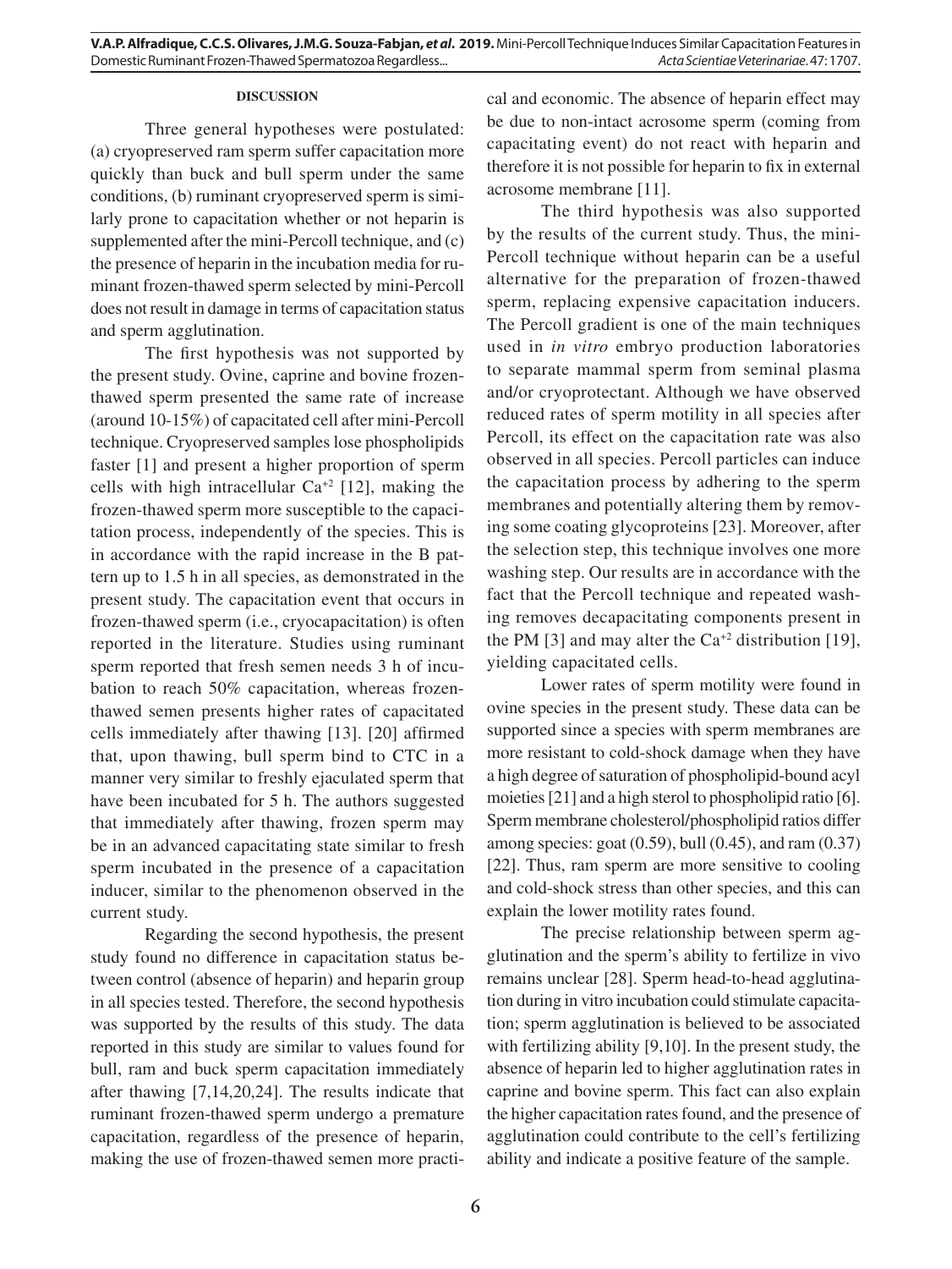#### DISCUSSION

Three general hypotheses were postulated: (a) cryopreserved ram sperm suffer capacitation more quickly than buck and bull sperm under the same conditions, (b) ruminant cryopreserved sperm is similarly prone to capacitation whether or not heparin is supplemented after the mini-Percoll technique, and (c) the presence of heparin in the incubation media for ruminant frozen-thawed sperm selected by mini-Percoll does not result in damage in terms of capacitation status and sperm agglutination.

The first hypothesis was not supported by the present study. Ovine, caprine and bovine frozen-thawed sperm presented the same rate of increase (around 10-15%) of capacitated cell after mini-Percoll technique. Cryopreserved samples lose phospholipids faster [1] and present a higher proportion of sperm cells with high intracellular $Ca^{+2}$ [12], making the frozen-thawed sperm more susceptible to the capacitation process, independently of the species. This is in accordance with the rapid increase in the B pattern up to 1.5 h in all species, as demonstrated in the present study. The capacitation event that occurs in frozen-thawed sperm (i.e., cryocapacitation) is often reported in the literature. Studies using ruminant sperm reported that fresh semen needs 3 h of incubation to reach 50% capacitation, whereas frozen-thawed semen presents higher rates of capacitated cells immediately after thawing [13]. [20] affirmed that, upon thawing, bull sperm bind to CTC in a manner very similar to freshly ejaculated sperm that have been incubated for 5 h. The authors suggested that immediately after thawing, frozen sperm may be in an advanced capacitating state similar to fresh sperm incubated in the presence of a capacitation inducer, similar to the phenomenon observed in the current study.

Regarding the second hypothesis, the present study found no difference in capacitation status between control (absence of heparin) and heparin group in all species tested. Therefore, the second hypothesis was supported by the results of this study. The data reported in this study are similar to values found for bull, ram and buck sperm capacitation immediately after thawing [7,14,20,24]. The results indicate that ruminant frozen-thawed sperm undergo a premature capacitation, regardless of the presence of heparin, making the use of frozen-thawed semen more practical and economic. The absence of heparin effect may be due to non-intact acrosome sperm (coming from capacitating event) do not react with heparin and therefore it is not possible for heparin to fix in external acrosome membrane [11].

The third hypothesis was also supported by the results of the current study. Thus, the mini-Percoll technique without heparin can be a useful alternative for the preparation of frozen-thawed sperm, replacing expensive capacitation inducers. The Percoll gradient is one of the main techniques used in *in vitro* embryo production laboratories to separate mammal sperm from seminal plasma and/or cryoprotectant. Although we have observed reduced rates of sperm motility in all species after Percoll, its effect on the capacitation rate was also observed in all species. Percoll particles can induce the capacitation process by adhering to the sperm membranes and potentially altering them by removing some coating glycoproteins [23]. Moreover, after the selection step, this technique involves one more washing step. Our results are in accordance with the fact that the Percoll technique and repeated washing removes decapacitating components present in the PM [3] and may alter the $Ca^{+2}$ distribution [19], yielding capacitated cells.

Lower rates of sperm motility were found in ovine species in the present study. These data can be supported since a species with sperm membranes are more resistant to cold-shock damage when they have a high degree of saturation of phospholipid-bound acyl moieties [21] and a high sterol to phospholipid ratio [6]. Sperm membrane cholesterol/phospholipid ratios differ among species: goat (0.59), bull (0.45), and ram (0.37) [22]. Thus, ram sperm are more sensitive to cooling and cold-shock stress than other species, and this can explain the lower motility rates found.

The precise relationship between sperm agglutination and the sperm's ability to fertilize in vivo remains unclear [28]. Sperm head-to-head agglutination during in vitro incubation could stimulate capacitation; sperm agglutination is believed to be associated with fertilizing ability [9,10]. In the present study, the absence of heparin led to higher agglutination rates in caprine and bovine sperm. This fact can also explain the higher capacitation rates found, and the presence of agglutination could contribute to the cell's fertilizing ability and indicate a positive feature of the sample.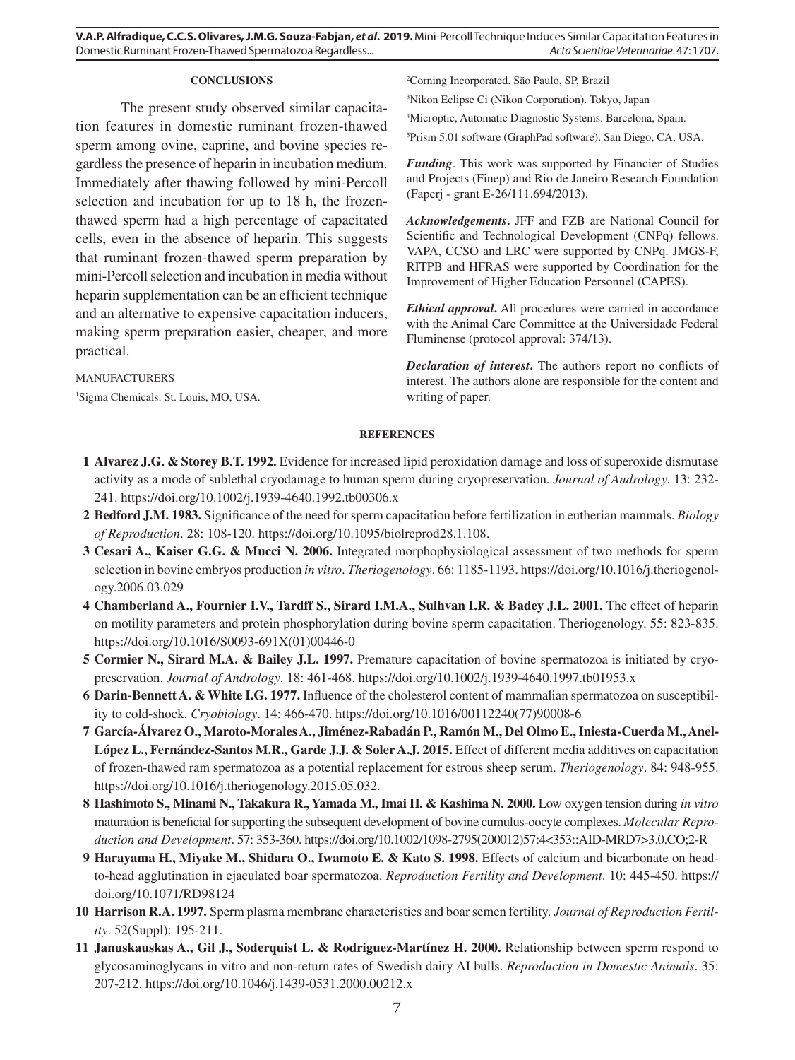## CONCLUSIONS

The present study observed similar capacitation features in domestic ruminant frozen-thawed sperm among ovine, caprine, and bovine species regardless the presence of heparin in incubation medium. Immediately after thawing followed by mini-Percoll selection and incubation for up to 18 h, the frozen-thawed sperm had a high percentage of capacitated cells, even in the absence of heparin. This suggests that ruminant frozen-thawed sperm preparation by mini-Percoll selection and incubation in media without heparin supplementation can be an efficient technique and an alternative to expensive capacitation inducers, making sperm preparation easier, cheaper, and more practical.

MANUFACTURERS

[1]Sigma Chemicals. St. Louis, MO, USA.

[2]Corning Incorporated. São Paulo, SP, Brazil

[3]Nikon Eclipse Ci (Nikon Corporation). Tokyo, Japan

[4]Microptic, Automatic Diagnostic Systems. Barcelona, Spain.

[5]Prism 5.01 software (GraphPad software). San Diego, CA, USA.

***Funding***. This work was supported by Financier of Studies and Projects (Finep) and Rio de Janeiro Research Foundation (Faperj - grant E-26/111.694/2013).

***Acknowledgements***. JFF and FZB are National Council for Scientific and Technological Development (CNPq) fellows. VAPA, CCSO and LRC were supported by CNPq. JMGS-F, RITPB and HFRAS were supported by Coordination for the Improvement of Higher Education Personnel (CAPES).

***Ethical approval***. All procedures were carried in accordance with the Animal Care Committee at the Universidade Federal Fluminense (protocol approval: 374/13).

***Declaration of interest***. The authors report no conflicts of interest. The authors alone are responsible for the content and writing of paper.

## REFERENCES

1 **Alvarez J.G. & Storey B.T. 1992.** Evidence for increased lipid peroxidation damage and loss of superoxide dismutase activity as a mode of sublethal cryodamage to human sperm during cryopreservation. *Journal of Andrology*. 13: 232-241. https://doi.org/10.1002/j.1939-4640.1992.tb00306.x

2 **Bedford J.M. 1983.** Significance of the need for sperm capacitation before fertilization in eutherian mammals. *Biology of Reproduction*. 28: 108-120. https://doi.org/10.1095/biolreprod28.1.108.

3 **Cesari A., Kaiser G.G. & Mucci N. 2006.** Integrated morphophysiological assessment of two methods for sperm selection in bovine embryos production *in vitro*. *Theriogenology*. 66: 1185-1193. https://doi.org/10.1016/j.theriogenology.2006.03.029

4 **Chamberland A., Fournier I.V., Tardff S., Sirard I.M.A., Sulhvan I.R. & Badey J.L. 2001.** The effect of heparin on motility parameters and protein phosphorylation during bovine sperm capacitation. Theriogenology. 55: 823-835. https://doi.org/10.1016/S0093-691X(01)00446-0

5 **Cormier N., Sirard M.A. & Bailey J.L. 1997.** Premature capacitation of bovine spermatozoa is initiated by cryopreservation. *Journal of Andrology*. 18: 461-468. https://doi.org/10.1002/j.1939-4640.1997.tb01953.x

6 **Darin-Bennett A. & White I.G. 1977.** Influence of the cholesterol content of mammalian spermatozoa on susceptibility to cold-shock. *Cryobiology*. 14: 466-470. https://doi.org/10.1016/00112240(77)90008-6

7 **García-Álvarez O., Maroto-Morales A., Jiménez-Rabadán P., Ramón M., Del Olmo E., Iniesta-Cuerda M., Anel-López L., Fernández-Santos M.R., Garde J.J. & Soler A.J. 2015.** Effect of different media additives on capacitation of frozen-thawed ram spermatozoa as a potential replacement for estrous sheep serum. *Theriogenology*. 84: 948-955. https://doi.org/10.1016/j.theriogenology.2015.05.032.

8 **Hashimoto S., Minami N., Takakura R., Yamada M., Imai H. & Kashima N. 2000.** Low oxygen tension during *in vitro* maturation is beneficial for supporting the subsequent development of bovine cumulus-oocyte complexes. *Molecular Reproduction and Development*. 57: 353-360. https://doi.org/10.1002/1098-2795(200012)57:4<353::AID-MRD7>3.0.CO;2-R

9 **Harayama H., Miyake M., Shidara O., Iwamoto E. & Kato S. 1998.** Effects of calcium and bicarbonate on head-to-head agglutination in ejaculated boar spermatozoa. *Reproduction Fertility and Development*. 10: 445-450. https://doi.org/10.1071/RD98124

10 **Harrison R.A. 1997.** Sperm plasma membrane characteristics and boar semen fertility. *Journal of Reproduction Fertility*. 52(Suppl): 195-211.

11 **Januskauskas A., Gil J., Soderquist L. & Rodriguez-Martínez H. 2000.** Relationship between sperm respond to glycosaminoglycans in vitro and non-return rates of Swedish dairy AI bulls. *Reproduction in Domestic Animals*. 35: 207-212. https://doi.org/10.1046/j.1439-0531.2000.00212.x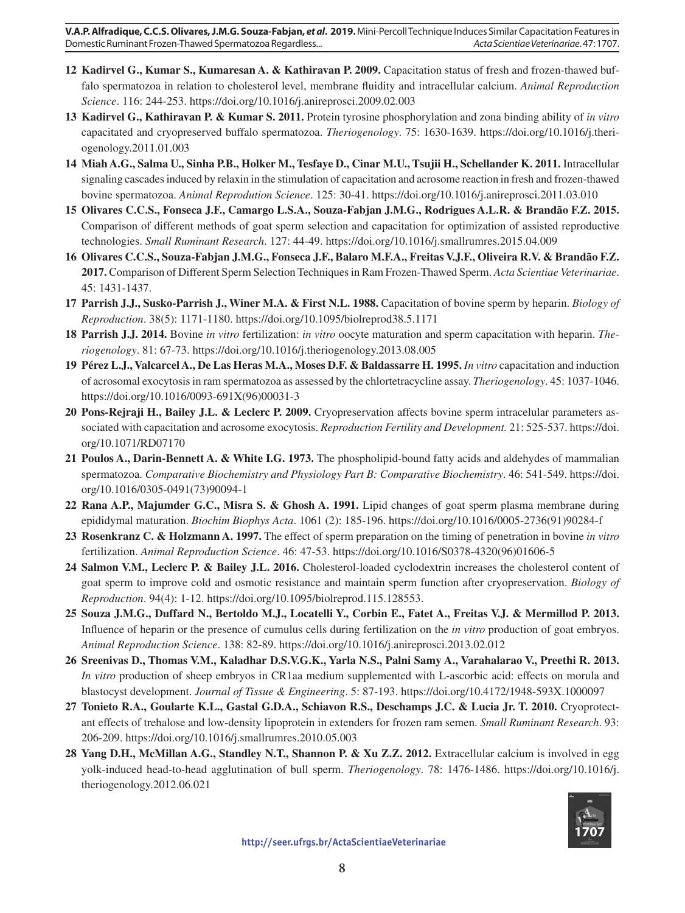12 **Kadirvel G., Kumar S., Kumaresan A. & Kathiravan P. 2009.** Capacitation status of fresh and frozen-thawed buffalo spermatozoa in relation to cholesterol level, membrane fluidity and intracellular calcium. *Animal Reproduction Science*. 116: 244-253. https://doi.org/10.1016/j.anireprosci.2009.02.003

13 **Kadirvel G., Kathiravan P. & Kumar S. 2011.** Protein tyrosine phosphorylation and zona binding ability of *in vitro* capacitated and cryopreserved buffalo spermatozoa. *Theriogenology*. 75: 1630-1639. https://doi.org/10.1016/j.theriogenology.2011.01.003

14 **Miah A.G., Salma U., Sinha P.B., Holker M., Tesfaye D., Cinar M.U., Tsujii H., Schellander K. 2011.** Intracellular signaling cascades induced by relaxin in the stimulation of capacitation and acrosome reaction in fresh and frozen-thawed bovine spermatozoa. *Animal Reprodution Science*. 125: 30-41. https://doi.org/10.1016/j.anireprosci.2011.03.010

15 **Olivares C.C.S., Fonseca J.F., Camargo L.S.A., Souza-Fabjan J.M.G., Rodrigues A.L.R. & Brandão F.Z. 2015.** Comparison of different methods of goat sperm selection and capacitation for optimization of assisted reproductive technologies. *Small Ruminant Research*. 127: 44-49. https://doi.org/10.1016/j.smallrumres.2015.04.009

16 **Olivares C.C.S., Souza-Fabjan J.M.G., Fonseca J.F., Balaro M.F.A., Freitas V.J.F., Oliveira R.V. & Brandão F.Z. 2017.** Comparison of Different Sperm Selection Techniques in Ram Frozen-Thawed Sperm. *Acta Scientiae Veterinariae*. 45: 1431-1437.

17 **Parrish J.J., Susko-Parrish J., Winer M.A. & First N.L. 1988.** Capacitation of bovine sperm by heparin. *Biology of Reproduction*. 38(5): 1171-1180. https://doi.org/10.1095/biolreprod38.5.1171

18 **Parrish J.J. 2014.** Bovine *in vitro* fertilization: *in vitro* oocyte maturation and sperm capacitation with heparin. *Theriogenology*. 81: 67-73. https://doi.org/10.1016/j.theriogenology.2013.08.005

19 **Pérez L.J., Valcarcel A., De Las Heras M.A., Moses D.F. & Baldassarre H. 1995.** *In vitro* capacitation and induction of acrosomal exocytosis in ram spermatozoa as assessed by the chlortetracycline assay. *Theriogenology*. 45: 1037-1046. https://doi.org/10.1016/0093-691X(96)00031-3

20 **Pons-Rejraji H., Bailey J.L. & Leclerc P. 2009.** Cryopreservation affects bovine sperm intracelular parameters associated with capacitation and acrosome exocytosis. *Reproduction Fertility and Development.* 21: 525-537. https://doi.org/10.1071/RD07170

21 **Poulos A., Darin-Bennett A. & White I.G. 1973.** The phospholipid-bound fatty acids and aldehydes of mammalian spermatozoa. *Comparative Biochemistry and Physiology Part B: Comparative Biochemistry*. 46: 541-549. https://doi.org/10.1016/0305-0491(73)90094-1

22 **Rana A.P., Majumder G.C., Misra S. & Ghosh A. 1991.** Lipid changes of goat sperm plasma membrane during epididymal maturation. *Biochim Biophys Acta*. 1061 (2): 185-196. https://doi.org/10.1016/0005-2736(91)90284-f

23 **Rosenkranz C. & Holzmann A. 1997.** The effect of sperm preparation on the timing of penetration in bovine *in vitro* fertilization. *Animal Reproduction Science*. 46: 47-53. https://doi.org/10.1016/S0378-4320(96)01606-5

24 **Salmon V.M., Leclerc P. & Bailey J.L. 2016.** Cholesterol-loaded cyclodextrin increases the cholesterol content of goat sperm to improve cold and osmotic resistance and maintain sperm function after cryopreservation. *Biology of Reproduction*. 94(4): 1-12. https://doi.org/10.1095/biolreprod.115.128553.

25 **Souza J.M.G., Duffard N., Bertoldo M.J., Locatelli Y., Corbin E., Fatet A., Freitas V.J. & Mermillod P. 2013.** Influence of heparin or the presence of cumulus cells during fertilization on the *in vitro* production of goat embryos. *Animal Reproduction Science*. 138: 82-89. https://doi.org/10.1016/j.anireprosci.2013.02.012

26 **Sreenivas D., Thomas V.M., Kaladhar D.S.V.G.K., Yarla N.S., Palni Samy A., Varahalarao V., Preethi R. 2013.** *In vitro* production of sheep embryos in CR1aa medium supplemented with L-ascorbic acid: effects on morula and blastocyst development. *Journal of Tissue & Engineering*. 5: 87-193. https://doi.org/10.4172/1948-593X.1000097

27 **Tonieto R.A., Goularte K.L., Gastal G.D.A., Schiavon R.S., Deschamps J.C. & Lucia Jr. T. 2010.** Cryoprotectant effects of trehalose and low-density lipoprotein in extenders for frozen ram semen. *Small Ruminant Research*. 93: 206-209. https://doi.org/10.1016/j.smallrumres.2010.05.003

28 **Yang D.H., McMillan A.G., Standley N.T., Shannon P. & Xu Z.Z. 2012.** Extracellular calcium is involved in egg yolk-induced head-to-head agglutination of bull sperm. *Theriogenology*. 78: 1476-1486. https://doi.org/10.1016/j.theriogenology.2012.06.021